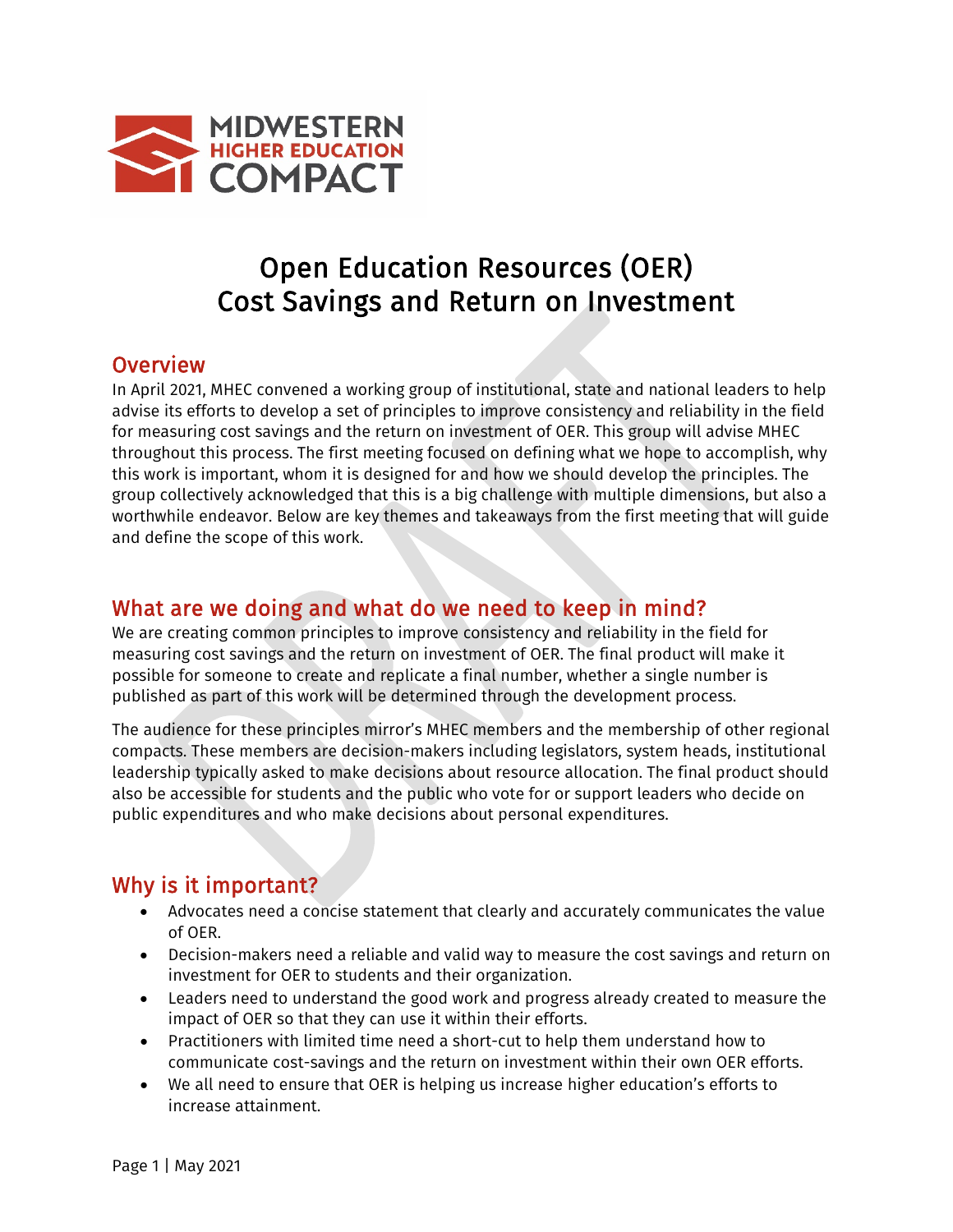MIDWESTERN HIGHER EDUCATION COMPACT

# Open Education Resources (OER) Cost Savings and Return on Investment

## Overview

In April 2021, MHEC convened a working group of institutional, state and national leaders to help advise its efforts to develop a set of principles to improve consistency and reliability in the field for measuring cost savings and the return on investment of OER. This group will advise MHEC throughout this process. The first meeting focused on defining what we hope to accomplish, why this work is important, whom it is designed for and how we should develop the principles. The group collectively acknowledged that this is a big challenge with multiple dimensions, but also a worthwhile endeavor. Below are key themes and takeaways from the first meeting that will guide and define the scope of this work.

## What are we doing and what do we need to keep in mind?

We are creating common principles to improve consistency and reliability in the field for measuring cost savings and the return on investment of OER. The final product will make it possible for someone to create and replicate a final number, whether a single number is published as part of this work will be determined through the development process.

The audience for these principles mirror's MHEC members and the membership of other regional compacts. These members are decision-makers including legislators, system heads, institutional leadership typically asked to make decisions about resource allocation. The final product should also be accessible for students and the public who vote for or support leaders who decide on public expenditures and who make decisions about personal expenditures.

## Why is it important?

- Advocates need a concise statement that clearly and accurately communicates the value of OER.
- Decision-makers need a reliable and valid way to measure the cost savings and return on investment for OER to students and their organization.
- Leaders need to understand the good work and progress already created to measure the impact of OER so that they can use it within their efforts.
- Practitioners with limited time need a short-cut to help them understand how to communicate cost-savings and the return on investment within their own OER efforts.
- We all need to ensure that OER is helping us increase higher education's efforts to increase attainment.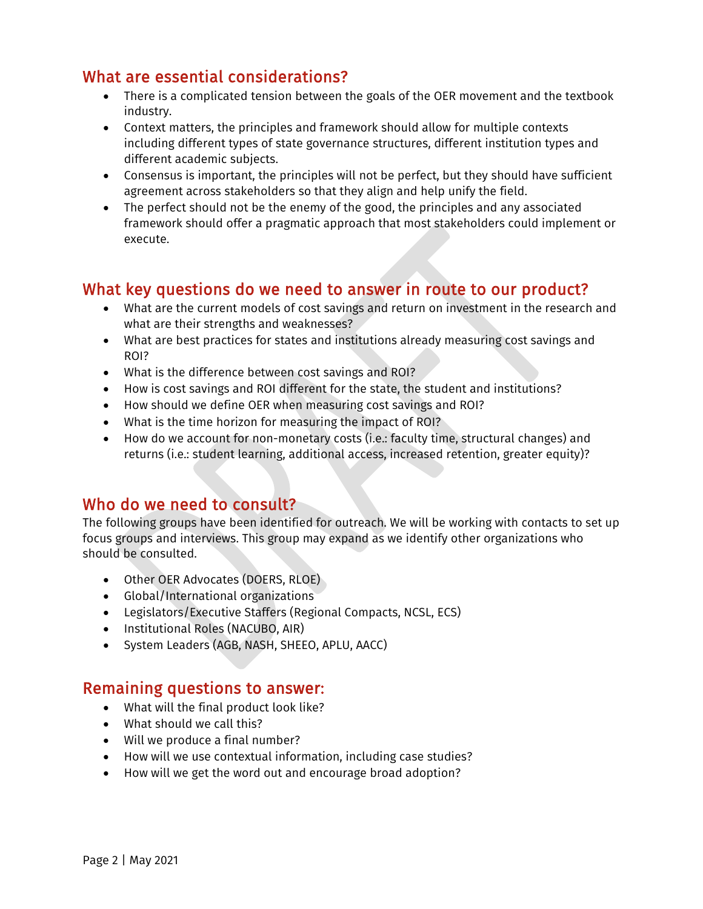## What are essential considerations?

- There is a complicated tension between the goals of the OER movement and the textbook industry.
- Context matters, the principles and framework should allow for multiple contexts including different types of state governance structures, different institution types and different academic subjects.
- Consensus is important, the principles will not be perfect, but they should have sufficient agreement across stakeholders so that they align and help unify the field.
- The perfect should not be the enemy of the good, the principles and any associated framework should offer a pragmatic approach that most stakeholders could implement or execute.

## What key questions do we need to answer in route to our product?

- What are the current models of cost savings and return on investment in the research and what are their strengths and weaknesses?
- What are best practices for states and institutions already measuring cost savings and ROI?
- What is the difference between cost savings and ROI?
- How is cost savings and ROI different for the state, the student and institutions?
- How should we define OER when measuring cost savings and ROI?
- What is the time horizon for measuring the impact of ROI?
- How do we account for non-monetary costs (i.e.: faculty time, structural changes) and returns (i.e.: student learning, additional access, increased retention, greater equity)?

## Who do we need to consult?

The following groups have been identified for outreach. We will be working with contacts to set up focus groups and interviews. This group may expand as we identify other organizations who should be consulted.

- Other OER Advocates (DOERS, RLOE)
- Global/International organizations
- Legislators/Executive Staffers (Regional Compacts, NCSL, ECS)
- Institutional Roles (NACUBO, AIR)
- System Leaders (AGB, NASH, SHEEO, APLU, AACC)

## Remaining questions to answer:

- What will the final product look like?
- What should we call this?
- Will we produce a final number?
- How will we use contextual information, including case studies?
- How will we get the word out and encourage broad adoption?